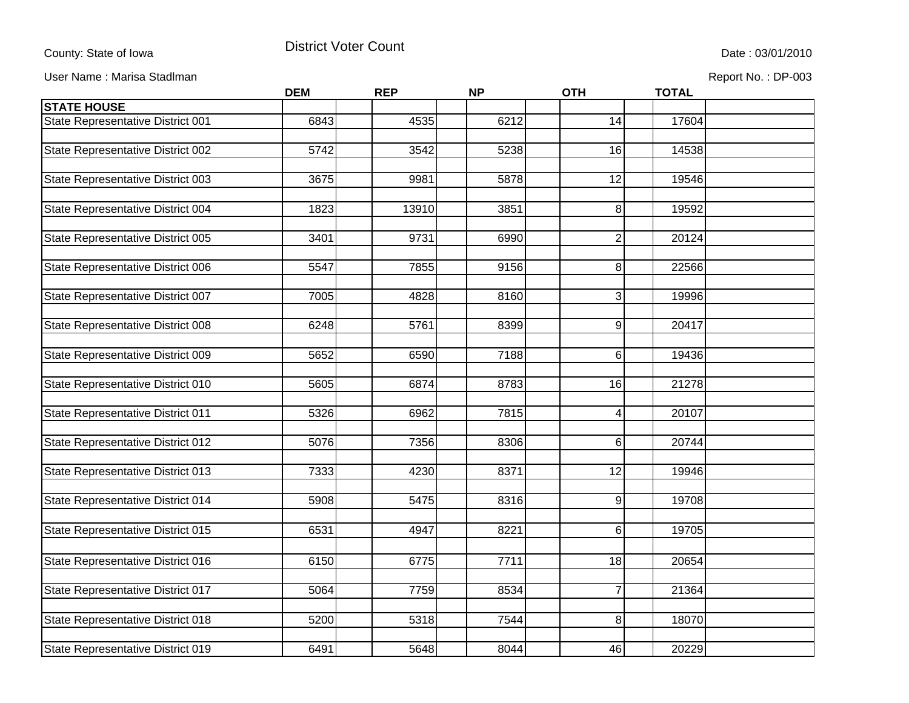County: State of Iowa

# District Voter Count

Date : 03/01/2010

User Name : Marisa Stadlman

Report No. : DP-003

| | DEM | REP | NP | OTH | TOTAL |
|---|---|---|---|---|---|
| **STATE HOUSE** | | | | | |
| State Representative District 001 | 6843 | 4535 | 6212 | 14 | 17604 |
| State Representative District 002 | 5742 | 3542 | 5238 | 16 | 14538 |
| State Representative District 003 | 3675 | 9981 | 5878 | 12 | 19546 |
| State Representative District 004 | 1823 | 13910 | 3851 | 8 | 19592 |
| State Representative District 005 | 3401 | 9731 | 6990 | 2 | 20124 |
| State Representative District 006 | 5547 | 7855 | 9156 | 8 | 22566 |
| State Representative District 007 | 7005 | 4828 | 8160 | 3 | 19996 |
| State Representative District 008 | 6248 | 5761 | 8399 | 9 | 20417 |
| State Representative District 009 | 5652 | 6590 | 7188 | 6 | 19436 |
| State Representative District 010 | 5605 | 6874 | 8783 | 16 | 21278 |
| State Representative District 011 | 5326 | 6962 | 7815 | 4 | 20107 |
| State Representative District 012 | 5076 | 7356 | 8306 | 6 | 20744 |
| State Representative District 013 | 7333 | 4230 | 8371 | 12 | 19946 |
| State Representative District 014 | 5908 | 5475 | 8316 | 9 | 19708 |
| State Representative District 015 | 6531 | 4947 | 8221 | 6 | 19705 |
| State Representative District 016 | 6150 | 6775 | 7711 | 18 | 20654 |
| State Representative District 017 | 5064 | 7759 | 8534 | 7 | 21364 |
| State Representative District 018 | 5200 | 5318 | 7544 | 8 | 18070 |
| State Representative District 019 | 6491 | 5648 | 8044 | 46 | 20229 |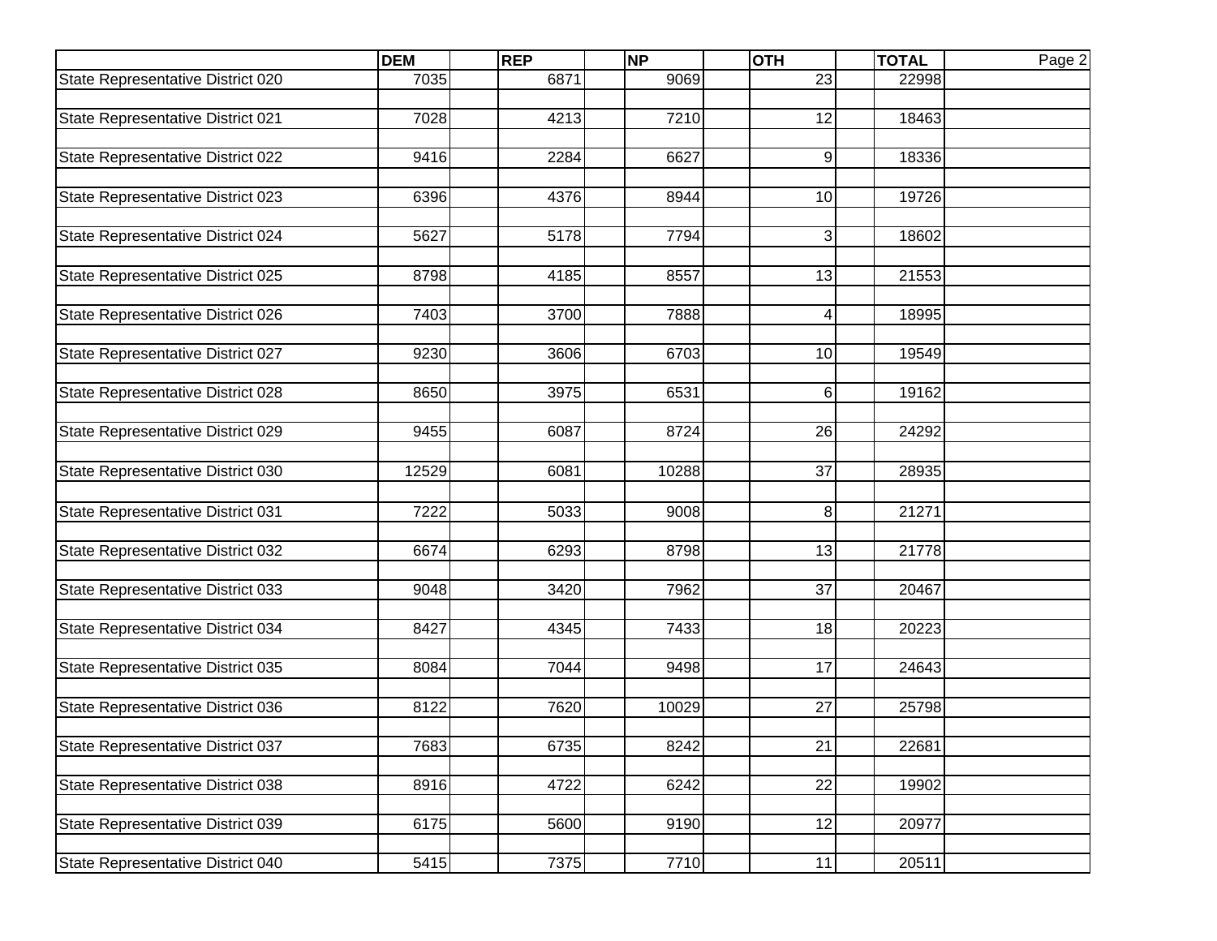| | DEM | REP | NP | OTH | TOTAL |
|---|---|---|---|---|---|
| State Representative District 020 | 7035 | 6871 | 9069 | 23 | 22998 |
| State Representative District 021 | 7028 | 4213 | 7210 | 12 | 18463 |
| State Representative District 022 | 9416 | 2284 | 6627 | 9 | 18336 |
| State Representative District 023 | 6396 | 4376 | 8944 | 10 | 19726 |
| State Representative District 024 | 5627 | 5178 | 7794 | 3 | 18602 |
| State Representative District 025 | 8798 | 4185 | 8557 | 13 | 21553 |
| State Representative District 026 | 7403 | 3700 | 7888 | 4 | 18995 |
| State Representative District 027 | 9230 | 3606 | 6703 | 10 | 19549 |
| State Representative District 028 | 8650 | 3975 | 6531 | 6 | 19162 |
| State Representative District 029 | 9455 | 6087 | 8724 | 26 | 24292 |
| State Representative District 030 | 12529 | 6081 | 10288 | 37 | 28935 |
| State Representative District 031 | 7222 | 5033 | 9008 | 8 | 21271 |
| State Representative District 032 | 6674 | 6293 | 8798 | 13 | 21778 |
| State Representative District 033 | 9048 | 3420 | 7962 | 37 | 20467 |
| State Representative District 034 | 8427 | 4345 | 7433 | 18 | 20223 |
| State Representative District 035 | 8084 | 7044 | 9498 | 17 | 24643 |
| State Representative District 036 | 8122 | 7620 | 10029 | 27 | 25798 |
| State Representative District 037 | 7683 | 6735 | 8242 | 21 | 22681 |
| State Representative District 038 | 8916 | 4722 | 6242 | 22 | 19902 |
| State Representative District 039 | 6175 | 5600 | 9190 | 12 | 20977 |
| State Representative District 040 | 5415 | 7375 | 7710 | 11 | 20511 |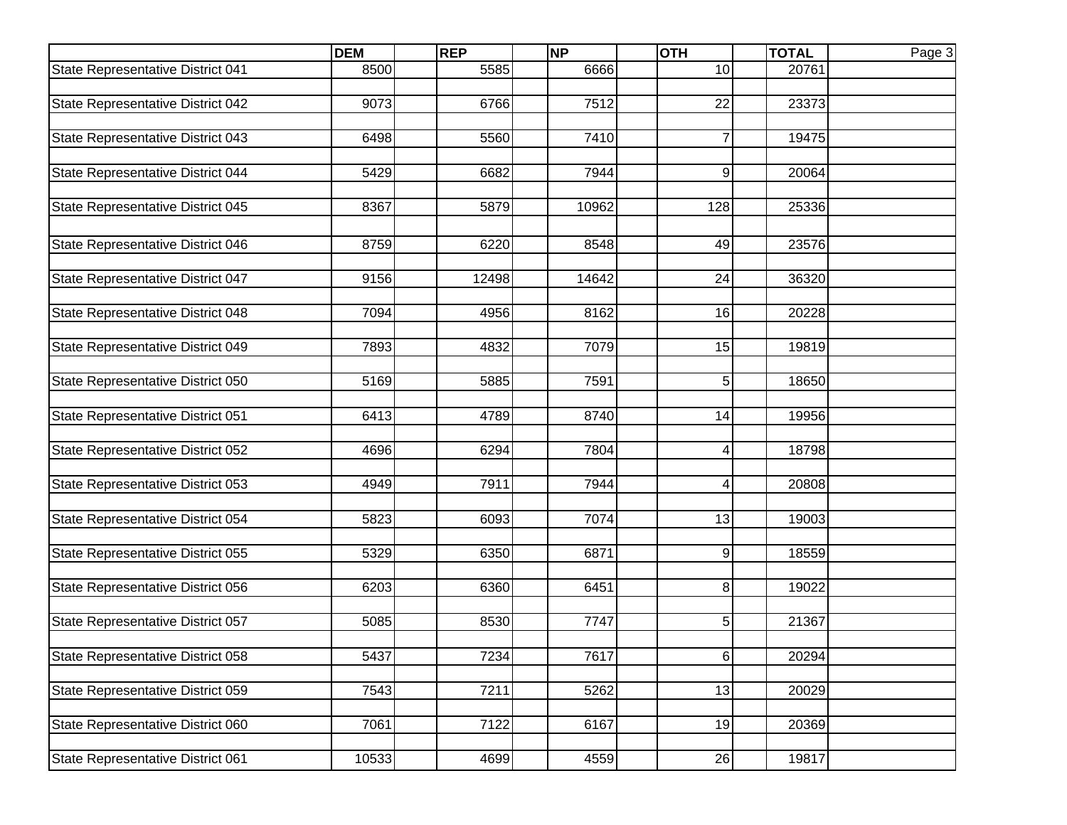| | DEM | REP | NP | OTH | TOTAL |
|---|---|---|---|---|---|
| State Representative District 041 | 8500 | 5585 | 6666 | 10 | 20761 |
| State Representative District 042 | 9073 | 6766 | 7512 | 22 | 23373 |
| State Representative District 043 | 6498 | 5560 | 7410 | 7 | 19475 |
| State Representative District 044 | 5429 | 6682 | 7944 | 9 | 20064 |
| State Representative District 045 | 8367 | 5879 | 10962 | 128 | 25336 |
| State Representative District 046 | 8759 | 6220 | 8548 | 49 | 23576 |
| State Representative District 047 | 9156 | 12498 | 14642 | 24 | 36320 |
| State Representative District 048 | 7094 | 4956 | 8162 | 16 | 20228 |
| State Representative District 049 | 7893 | 4832 | 7079 | 15 | 19819 |
| State Representative District 050 | 5169 | 5885 | 7591 | 5 | 18650 |
| State Representative District 051 | 6413 | 4789 | 8740 | 14 | 19956 |
| State Representative District 052 | 4696 | 6294 | 7804 | 4 | 18798 |
| State Representative District 053 | 4949 | 7911 | 7944 | 4 | 20808 |
| State Representative District 054 | 5823 | 6093 | 7074 | 13 | 19003 |
| State Representative District 055 | 5329 | 6350 | 6871 | 9 | 18559 |
| State Representative District 056 | 6203 | 6360 | 6451 | 8 | 19022 |
| State Representative District 057 | 5085 | 8530 | 7747 | 5 | 21367 |
| State Representative District 058 | 5437 | 7234 | 7617 | 6 | 20294 |
| State Representative District 059 | 7543 | 7211 | 5262 | 13 | 20029 |
| State Representative District 060 | 7061 | 7122 | 6167 | 19 | 20369 |
| State Representative District 061 | 10533 | 4699 | 4559 | 26 | 19817 |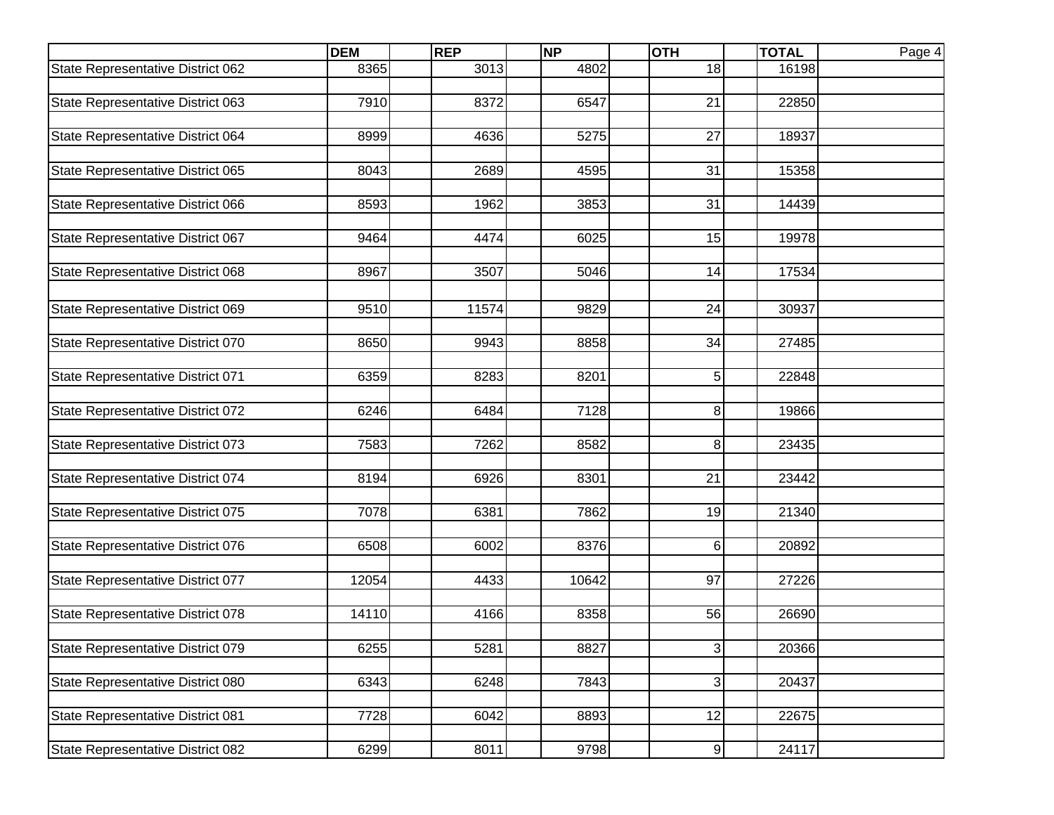| | DEM | REP | NP | OTH | TOTAL |
|---|---|---|---|---|---|
| State Representative District 062 | 8365 | 3013 | 4802 | 18 | 16198 |
| State Representative District 063 | 7910 | 8372 | 6547 | 21 | 22850 |
| State Representative District 064 | 8999 | 4636 | 5275 | 27 | 18937 |
| State Representative District 065 | 8043 | 2689 | 4595 | 31 | 15358 |
| State Representative District 066 | 8593 | 1962 | 3853 | 31 | 14439 |
| State Representative District 067 | 9464 | 4474 | 6025 | 15 | 19978 |
| State Representative District 068 | 8967 | 3507 | 5046 | 14 | 17534 |
| State Representative District 069 | 9510 | 11574 | 9829 | 24 | 30937 |
| State Representative District 070 | 8650 | 9943 | 8858 | 34 | 27485 |
| State Representative District 071 | 6359 | 8283 | 8201 | 5 | 22848 |
| State Representative District 072 | 6246 | 6484 | 7128 | 8 | 19866 |
| State Representative District 073 | 7583 | 7262 | 8582 | 8 | 23435 |
| State Representative District 074 | 8194 | 6926 | 8301 | 21 | 23442 |
| State Representative District 075 | 7078 | 6381 | 7862 | 19 | 21340 |
| State Representative District 076 | 6508 | 6002 | 8376 | 6 | 20892 |
| State Representative District 077 | 12054 | 4433 | 10642 | 97 | 27226 |
| State Representative District 078 | 14110 | 4166 | 8358 | 56 | 26690 |
| State Representative District 079 | 6255 | 5281 | 8827 | 3 | 20366 |
| State Representative District 080 | 6343 | 6248 | 7843 | 3 | 20437 |
| State Representative District 081 | 7728 | 6042 | 8893 | 12 | 22675 |
| State Representative District 082 | 6299 | 8011 | 9798 | 9 | 24117 |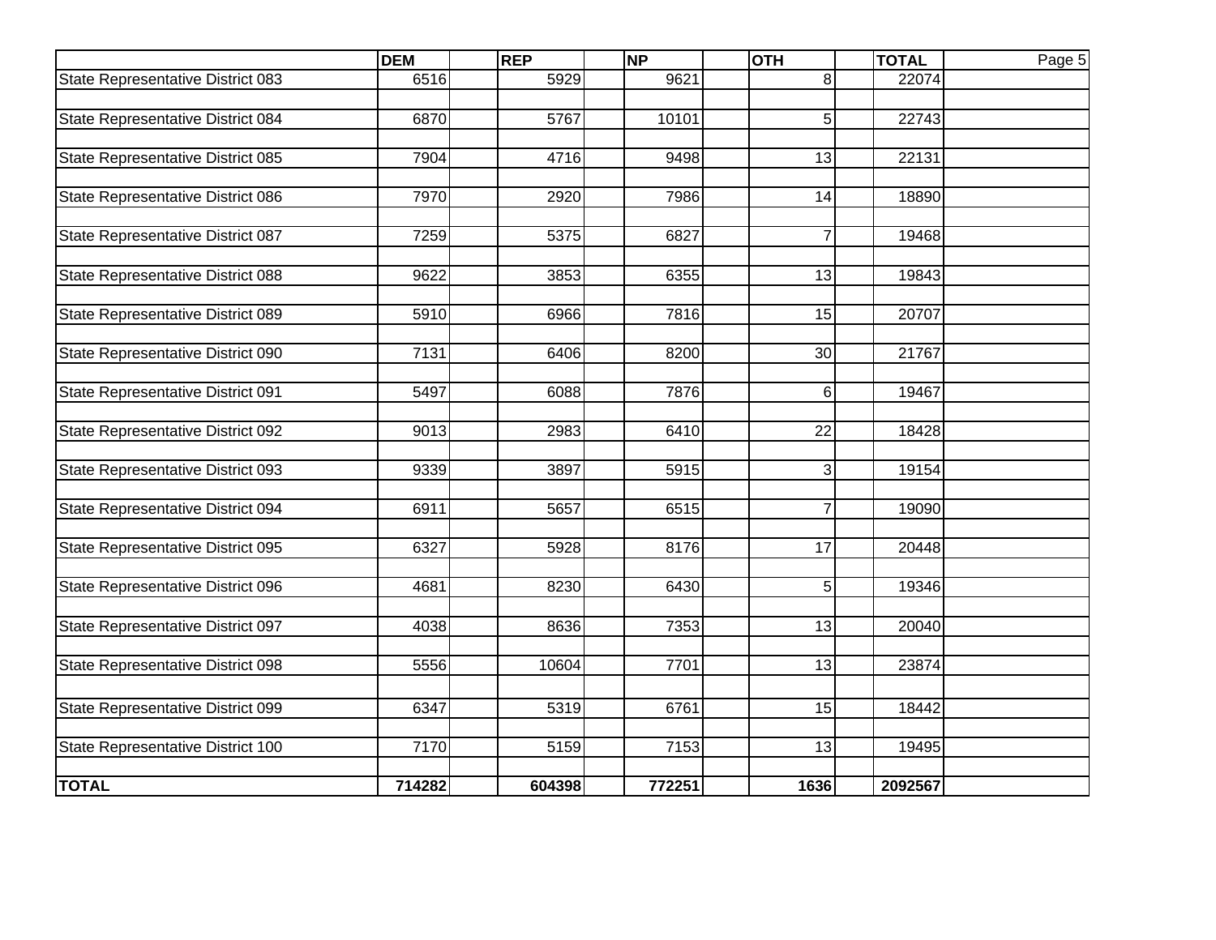| | DEM | REP | NP | OTH | TOTAL |
|---|---|---|---|---|---|
| State Representative District 083 | 6516 | 5929 | 9621 | 8 | 22074 |
| State Representative District 084 | 6870 | 5767 | 10101 | 5 | 22743 |
| State Representative District 085 | 7904 | 4716 | 9498 | 13 | 22131 |
| State Representative District 086 | 7970 | 2920 | 7986 | 14 | 18890 |
| State Representative District 087 | 7259 | 5375 | 6827 | 7 | 19468 |
| State Representative District 088 | 9622 | 3853 | 6355 | 13 | 19843 |
| State Representative District 089 | 5910 | 6966 | 7816 | 15 | 20707 |
| State Representative District 090 | 7131 | 6406 | 8200 | 30 | 21767 |
| State Representative District 091 | 5497 | 6088 | 7876 | 6 | 19467 |
| State Representative District 092 | 9013 | 2983 | 6410 | 22 | 18428 |
| State Representative District 093 | 9339 | 3897 | 5915 | 3 | 19154 |
| State Representative District 094 | 6911 | 5657 | 6515 | 7 | 19090 |
| State Representative District 095 | 6327 | 5928 | 8176 | 17 | 20448 |
| State Representative District 096 | 4681 | 8230 | 6430 | 5 | 19346 |
| State Representative District 097 | 4038 | 8636 | 7353 | 13 | 20040 |
| State Representative District 098 | 5556 | 10604 | 7701 | 13 | 23874 |
| State Representative District 099 | 6347 | 5319 | 6761 | 15 | 18442 |
| State Representative District 100 | 7170 | 5159 | 7153 | 13 | 19495 |
| **TOTAL** | **714282** | **604398** | **772251** | **1636** | **2092567** |